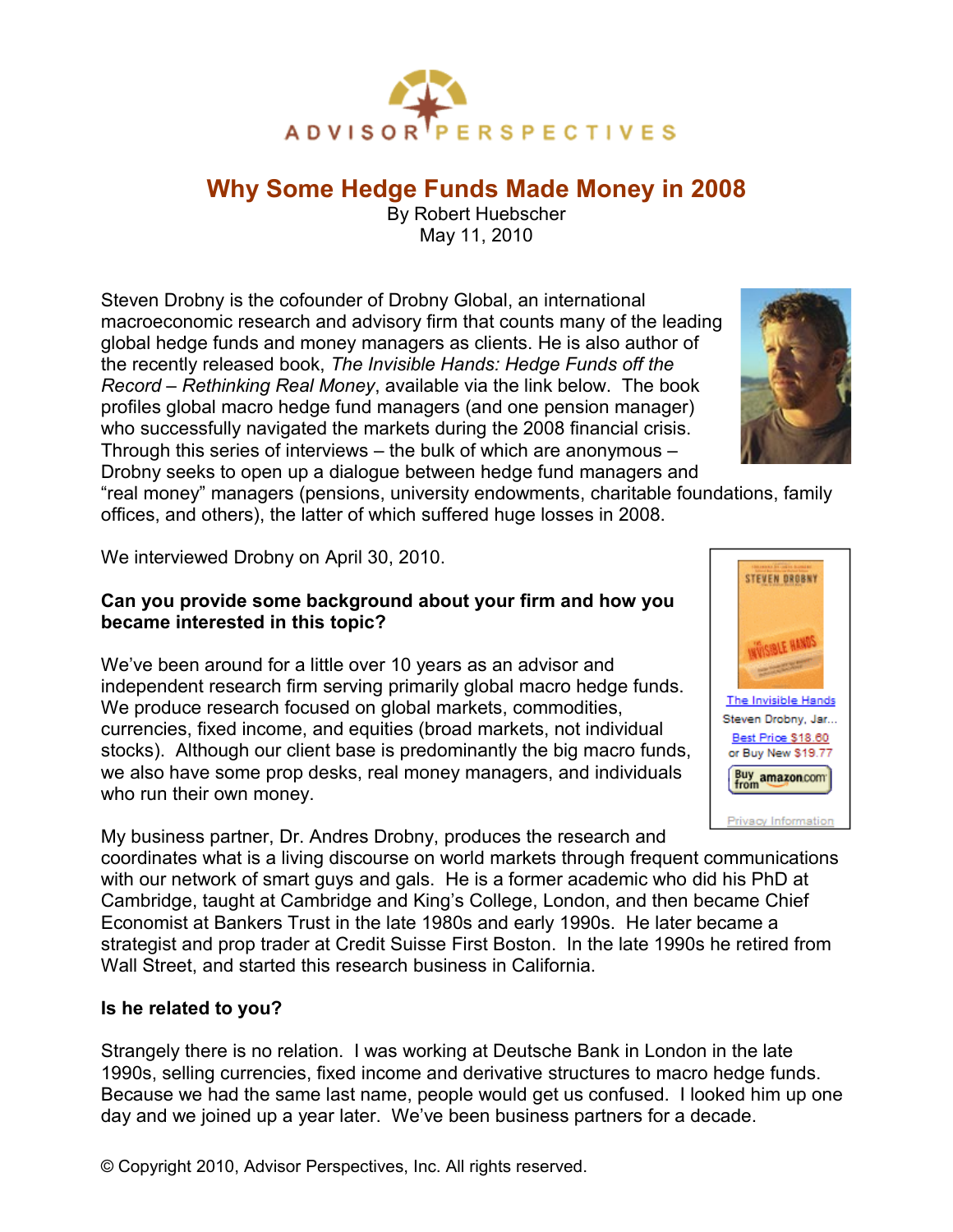# Why Some Hedge Funds Made Money in 2008

By Robert Huebscher
May 11, 2010

Steven Drobny is the cofounder of Drobny Global, an international macroeconomic research and advisory firm that counts many of the leading global hedge funds and money managers as clients. He is also author of the recently released book, *The Invisible Hands: Hedge Funds off the Record – Rethinking Real Money*, available via the link below. The book profiles global macro hedge fund managers (and one pension manager) who successfully navigated the markets during the 2008 financial crisis. Through this series of interviews – the bulk of which are anonymous – Drobny seeks to open up a dialogue between hedge fund managers and "real money" managers (pensions, university endowments, charitable foundations, family offices, and others), the latter of which suffered huge losses in 2008.

We interviewed Drobny on April 30, 2010.

**Can you provide some background about your firm and how you became interested in this topic?**

We've been around for a little over 10 years as an advisor and independent research firm serving primarily global macro hedge funds. We produce research focused on global markets, commodities, currencies, fixed income, and equities (broad markets, not individual stocks). Although our client base is predominantly the big macro funds, we also have some prop desks, real money managers, and individuals who run their own money.

My business partner, Dr. Andres Drobny, produces the research and coordinates what is a living discourse on world markets through frequent communications with our network of smart guys and gals. He is a former academic who did his PhD at Cambridge, taught at Cambridge and King's College, London, and then became Chief Economist at Bankers Trust in the late 1980s and early 1990s. He later became a strategist and prop trader at Credit Suisse First Boston. In the late 1990s he retired from Wall Street, and started this research business in California.

**Is he related to you?**

Strangely there is no relation. I was working at Deutsche Bank in London in the late 1990s, selling currencies, fixed income and derivative structures to macro hedge funds. Because we had the same last name, people would get us confused. I looked him up one day and we joined up a year later. We've been business partners for a decade.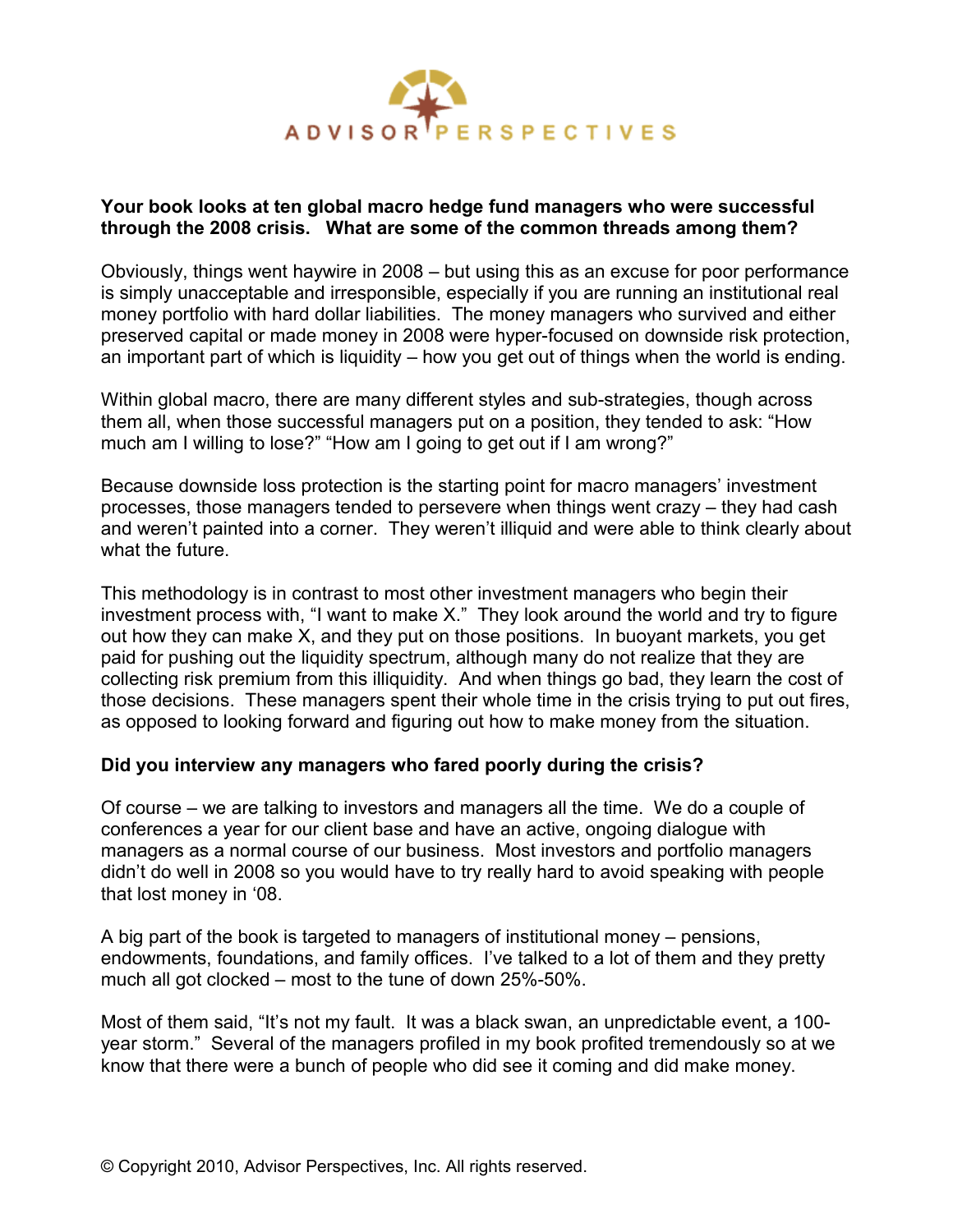**Your book looks at ten global macro hedge fund managers who were successful through the 2008 crisis. What are some of the common threads among them?**

Obviously, things went haywire in 2008 – but using this as an excuse for poor performance is simply unacceptable and irresponsible, especially if you are running an institutional real money portfolio with hard dollar liabilities. The money managers who survived and either preserved capital or made money in 2008 were hyper-focused on downside risk protection, an important part of which is liquidity – how you get out of things when the world is ending.

Within global macro, there are many different styles and sub-strategies, though across them all, when those successful managers put on a position, they tended to ask: "How much am I willing to lose?" "How am I going to get out if I am wrong?"

Because downside loss protection is the starting point for macro managers' investment processes, those managers tended to persevere when things went crazy – they had cash and weren't painted into a corner. They weren't illiquid and were able to think clearly about what the future.

This methodology is in contrast to most other investment managers who begin their investment process with, "I want to make X." They look around the world and try to figure out how they can make X, and they put on those positions. In buoyant markets, you get paid for pushing out the liquidity spectrum, although many do not realize that they are collecting risk premium from this illiquidity. And when things go bad, they learn the cost of those decisions. These managers spent their whole time in the crisis trying to put out fires, as opposed to looking forward and figuring out how to make money from the situation.

**Did you interview any managers who fared poorly during the crisis?**

Of course – we are talking to investors and managers all the time. We do a couple of conferences a year for our client base and have an active, ongoing dialogue with managers as a normal course of our business. Most investors and portfolio managers didn't do well in 2008 so you would have to try really hard to avoid speaking with people that lost money in '08.

A big part of the book is targeted to managers of institutional money – pensions, endowments, foundations, and family offices. I've talked to a lot of them and they pretty much all got clocked – most to the tune of down 25%-50%.

Most of them said, "It's not my fault. It was a black swan, an unpredictable event, a 100-year storm." Several of the managers profiled in my book profited tremendously so at we know that there were a bunch of people who did see it coming and did make money.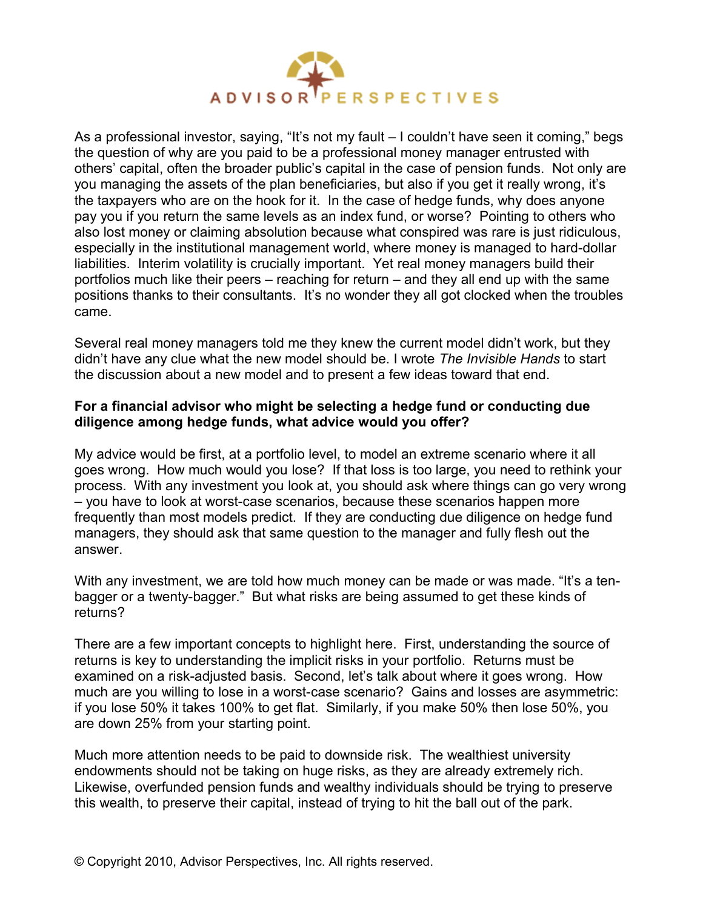As a professional investor, saying, "It's not my fault – I couldn't have seen it coming," begs the question of why are you paid to be a professional money manager entrusted with others' capital, often the broader public's capital in the case of pension funds. Not only are you managing the assets of the plan beneficiaries, but also if you get it really wrong, it's the taxpayers who are on the hook for it. In the case of hedge funds, why does anyone pay you if you return the same levels as an index fund, or worse? Pointing to others who also lost money or claiming absolution because what conspired was rare is just ridiculous, especially in the institutional management world, where money is managed to hard-dollar liabilities. Interim volatility is crucially important. Yet real money managers build their portfolios much like their peers – reaching for return – and they all end up with the same positions thanks to their consultants. It's no wonder they all got clocked when the troubles came.

Several real money managers told me they knew the current model didn't work, but they didn't have any clue what the new model should be. I wrote *The Invisible Hands* to start the discussion about a new model and to present a few ideas toward that end.

**For a financial advisor who might be selecting a hedge fund or conducting due diligence among hedge funds, what advice would you offer?**

My advice would be first, at a portfolio level, to model an extreme scenario where it all goes wrong. How much would you lose? If that loss is too large, you need to rethink your process. With any investment you look at, you should ask where things can go very wrong – you have to look at worst-case scenarios, because these scenarios happen more frequently than most models predict. If they are conducting due diligence on hedge fund managers, they should ask that same question to the manager and fully flesh out the answer.

With any investment, we are told how much money can be made or was made. "It's a ten-bagger or a twenty-bagger." But what risks are being assumed to get these kinds of returns?

There are a few important concepts to highlight here. First, understanding the source of returns is key to understanding the implicit risks in your portfolio. Returns must be examined on a risk-adjusted basis. Second, let's talk about where it goes wrong. How much are you willing to lose in a worst-case scenario? Gains and losses are asymmetric: if you lose 50% it takes 100% to get flat. Similarly, if you make 50% then lose 50%, you are down 25% from your starting point.

Much more attention needs to be paid to downside risk. The wealthiest university endowments should not be taking on huge risks, as they are already extremely rich. Likewise, overfunded pension funds and wealthy individuals should be trying to preserve this wealth, to preserve their capital, instead of trying to hit the ball out of the park.

© Copyright 2010, Advisor Perspectives, Inc. All rights reserved.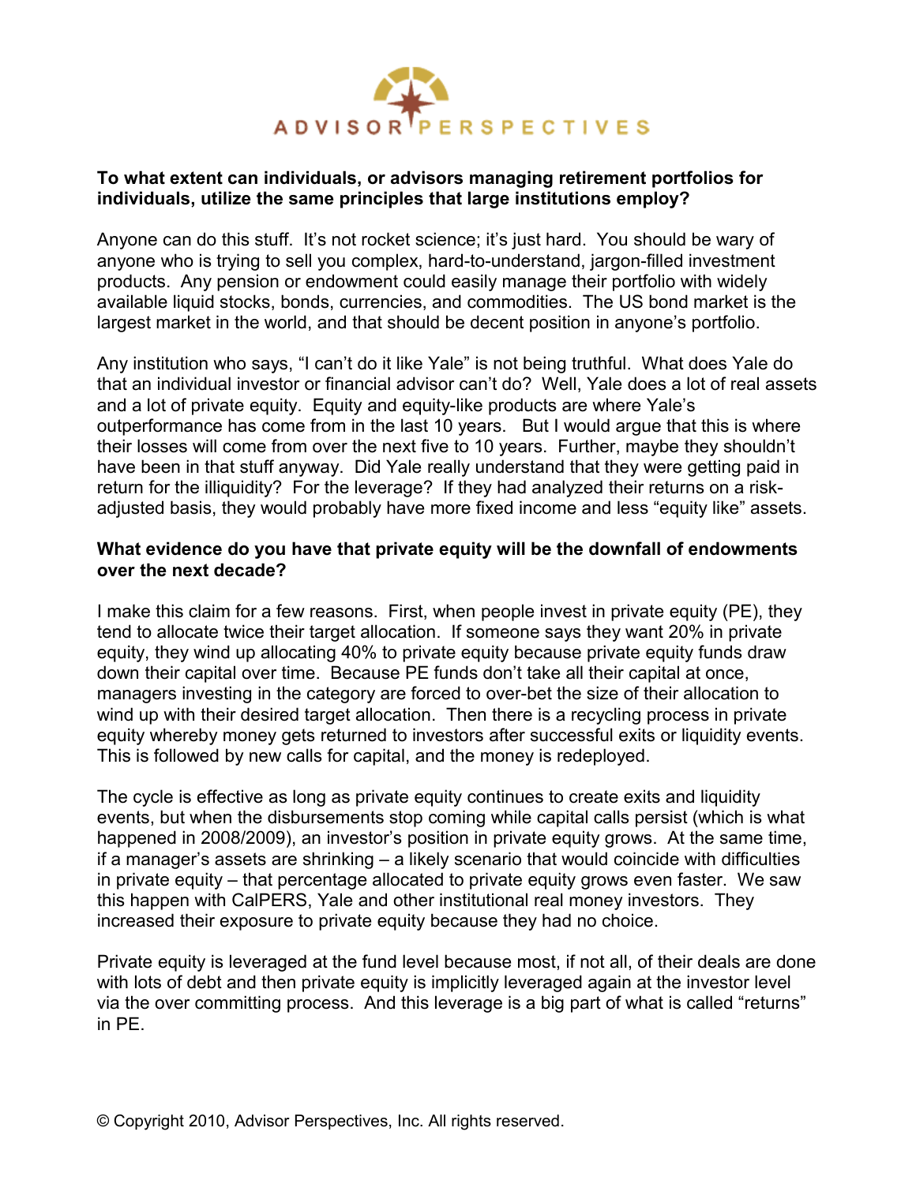**To what extent can individuals, or advisors managing retirement portfolios for individuals, utilize the same principles that large institutions employ?**

Anyone can do this stuff. It's not rocket science; it's just hard. You should be wary of anyone who is trying to sell you complex, hard-to-understand, jargon-filled investment products. Any pension or endowment could easily manage their portfolio with widely available liquid stocks, bonds, currencies, and commodities. The US bond market is the largest market in the world, and that should be decent position in anyone's portfolio.

Any institution who says, "I can't do it like Yale" is not being truthful. What does Yale do that an individual investor or financial advisor can't do? Well, Yale does a lot of real assets and a lot of private equity. Equity and equity-like products are where Yale's outperformance has come from in the last 10 years. But I would argue that this is where their losses will come from over the next five to 10 years. Further, maybe they shouldn't have been in that stuff anyway. Did Yale really understand that they were getting paid in return for the illiquidity? For the leverage? If they had analyzed their returns on a risk-adjusted basis, they would probably have more fixed income and less "equity like" assets.

**What evidence do you have that private equity will be the downfall of endowments over the next decade?**

I make this claim for a few reasons. First, when people invest in private equity (PE), they tend to allocate twice their target allocation. If someone says they want 20% in private equity, they wind up allocating 40% to private equity because private equity funds draw down their capital over time. Because PE funds don't take all their capital at once, managers investing in the category are forced to over-bet the size of their allocation to wind up with their desired target allocation. Then there is a recycling process in private equity whereby money gets returned to investors after successful exits or liquidity events. This is followed by new calls for capital, and the money is redeployed.

The cycle is effective as long as private equity continues to create exits and liquidity events, but when the disbursements stop coming while capital calls persist (which is what happened in 2008/2009), an investor's position in private equity grows. At the same time, if a manager's assets are shrinking – a likely scenario that would coincide with difficulties in private equity – that percentage allocated to private equity grows even faster. We saw this happen with CalPERS, Yale and other institutional real money investors. They increased their exposure to private equity because they had no choice.

Private equity is leveraged at the fund level because most, if not all, of their deals are done with lots of debt and then private equity is implicitly leveraged again at the investor level via the over committing process. And this leverage is a big part of what is called "returns" in PE.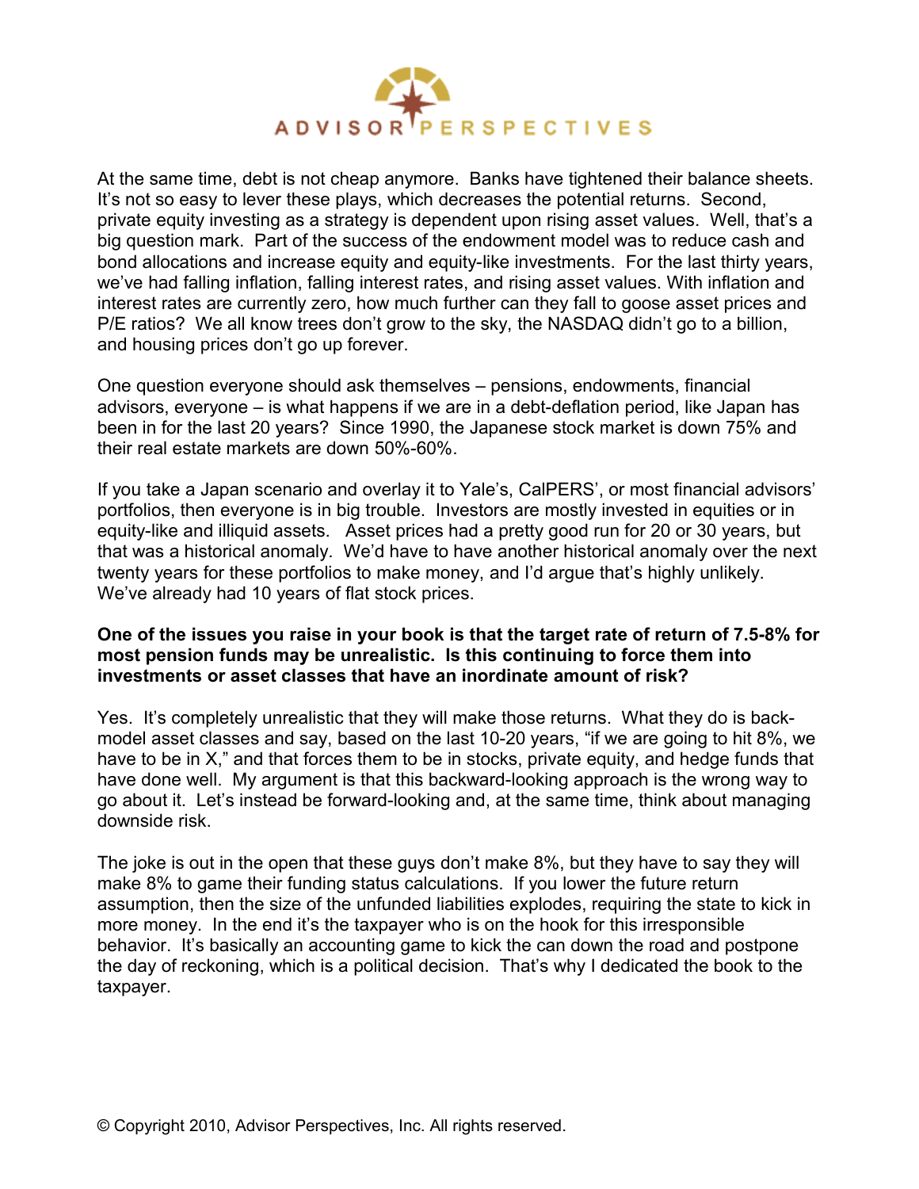At the same time, debt is not cheap anymore. Banks have tightened their balance sheets. It's not so easy to lever these plays, which decreases the potential returns. Second, private equity investing as a strategy is dependent upon rising asset values. Well, that's a big question mark. Part of the success of the endowment model was to reduce cash and bond allocations and increase equity and equity-like investments. For the last thirty years, we've had falling inflation, falling interest rates, and rising asset values. With inflation and interest rates are currently zero, how much further can they fall to goose asset prices and P/E ratios? We all know trees don't grow to the sky, the NASDAQ didn't go to a billion, and housing prices don't go up forever.

One question everyone should ask themselves – pensions, endowments, financial advisors, everyone – is what happens if we are in a debt-deflation period, like Japan has been in for the last 20 years? Since 1990, the Japanese stock market is down 75% and their real estate markets are down 50%-60%.

If you take a Japan scenario and overlay it to Yale's, CalPERS', or most financial advisors' portfolios, then everyone is in big trouble. Investors are mostly invested in equities or in equity-like and illiquid assets. Asset prices had a pretty good run for 20 or 30 years, but that was a historical anomaly. We'd have to have another historical anomaly over the next twenty years for these portfolios to make money, and I'd argue that's highly unlikely. We've already had 10 years of flat stock prices.

**One of the issues you raise in your book is that the target rate of return of 7.5-8% for most pension funds may be unrealistic. Is this continuing to force them into investments or asset classes that have an inordinate amount of risk?**

Yes. It's completely unrealistic that they will make those returns. What they do is back-model asset classes and say, based on the last 10-20 years, "if we are going to hit 8%, we have to be in X," and that forces them to be in stocks, private equity, and hedge funds that have done well. My argument is that this backward-looking approach is the wrong way to go about it. Let's instead be forward-looking and, at the same time, think about managing downside risk.

The joke is out in the open that these guys don't make 8%, but they have to say they will make 8% to game their funding status calculations. If you lower the future return assumption, then the size of the unfunded liabilities explodes, requiring the state to kick in more money. In the end it's the taxpayer who is on the hook for this irresponsible behavior. It's basically an accounting game to kick the can down the road and postpone the day of reckoning, which is a political decision. That's why I dedicated the book to the taxpayer.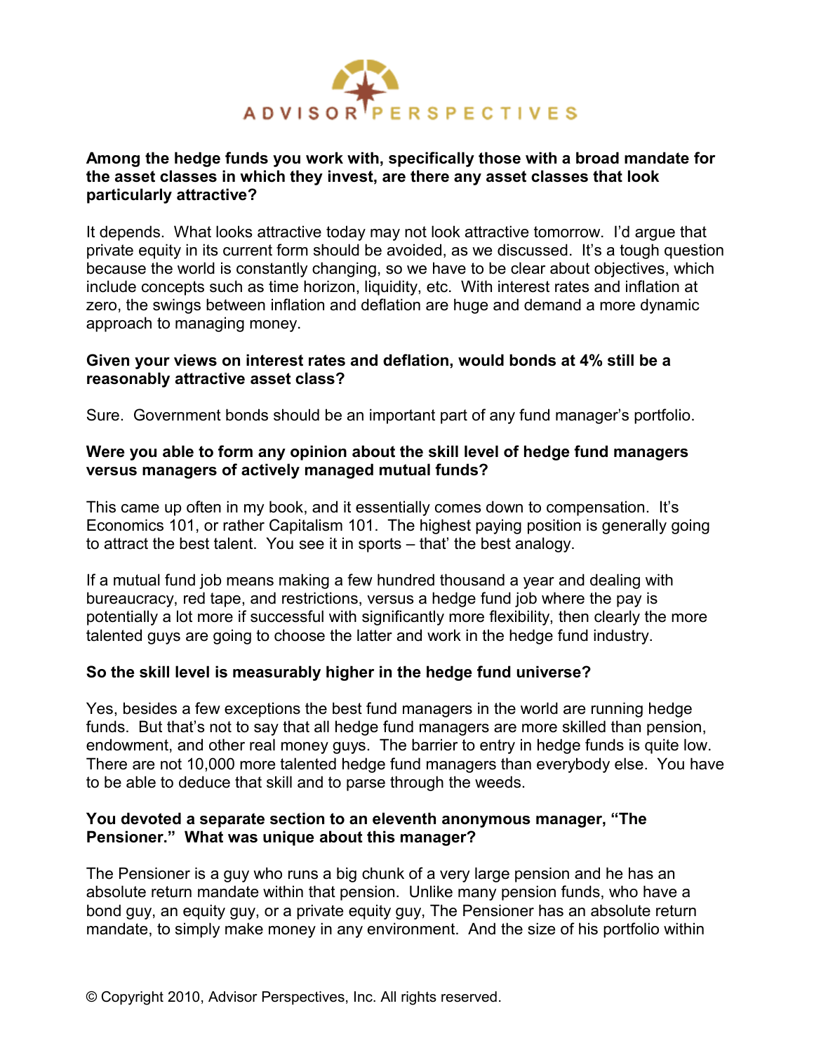**Among the hedge funds you work with, specifically those with a broad mandate for the asset classes in which they invest, are there any asset classes that look particularly attractive?**

It depends. What looks attractive today may not look attractive tomorrow. I'd argue that private equity in its current form should be avoided, as we discussed. It's a tough question because the world is constantly changing, so we have to be clear about objectives, which include concepts such as time horizon, liquidity, etc. With interest rates and inflation at zero, the swings between inflation and deflation are huge and demand a more dynamic approach to managing money.

**Given your views on interest rates and deflation, would bonds at 4% still be a reasonably attractive asset class?**

Sure. Government bonds should be an important part of any fund manager's portfolio.

**Were you able to form any opinion about the skill level of hedge fund managers versus managers of actively managed mutual funds?**

This came up often in my book, and it essentially comes down to compensation. It's Economics 101, or rather Capitalism 101. The highest paying position is generally going to attract the best talent. You see it in sports – that' the best analogy.

If a mutual fund job means making a few hundred thousand a year and dealing with bureaucracy, red tape, and restrictions, versus a hedge fund job where the pay is potentially a lot more if successful with significantly more flexibility, then clearly the more talented guys are going to choose the latter and work in the hedge fund industry.

**So the skill level is measurably higher in the hedge fund universe?**

Yes, besides a few exceptions the best fund managers in the world are running hedge funds. But that's not to say that all hedge fund managers are more skilled than pension, endowment, and other real money guys. The barrier to entry in hedge funds is quite low. There are not 10,000 more talented hedge fund managers than everybody else. You have to be able to deduce that skill and to parse through the weeds.

**You devoted a separate section to an eleventh anonymous manager, "The Pensioner." What was unique about this manager?**

The Pensioner is a guy who runs a big chunk of a very large pension and he has an absolute return mandate within that pension. Unlike many pension funds, who have a bond guy, an equity guy, or a private equity guy, The Pensioner has an absolute return mandate, to simply make money in any environment. And the size of his portfolio within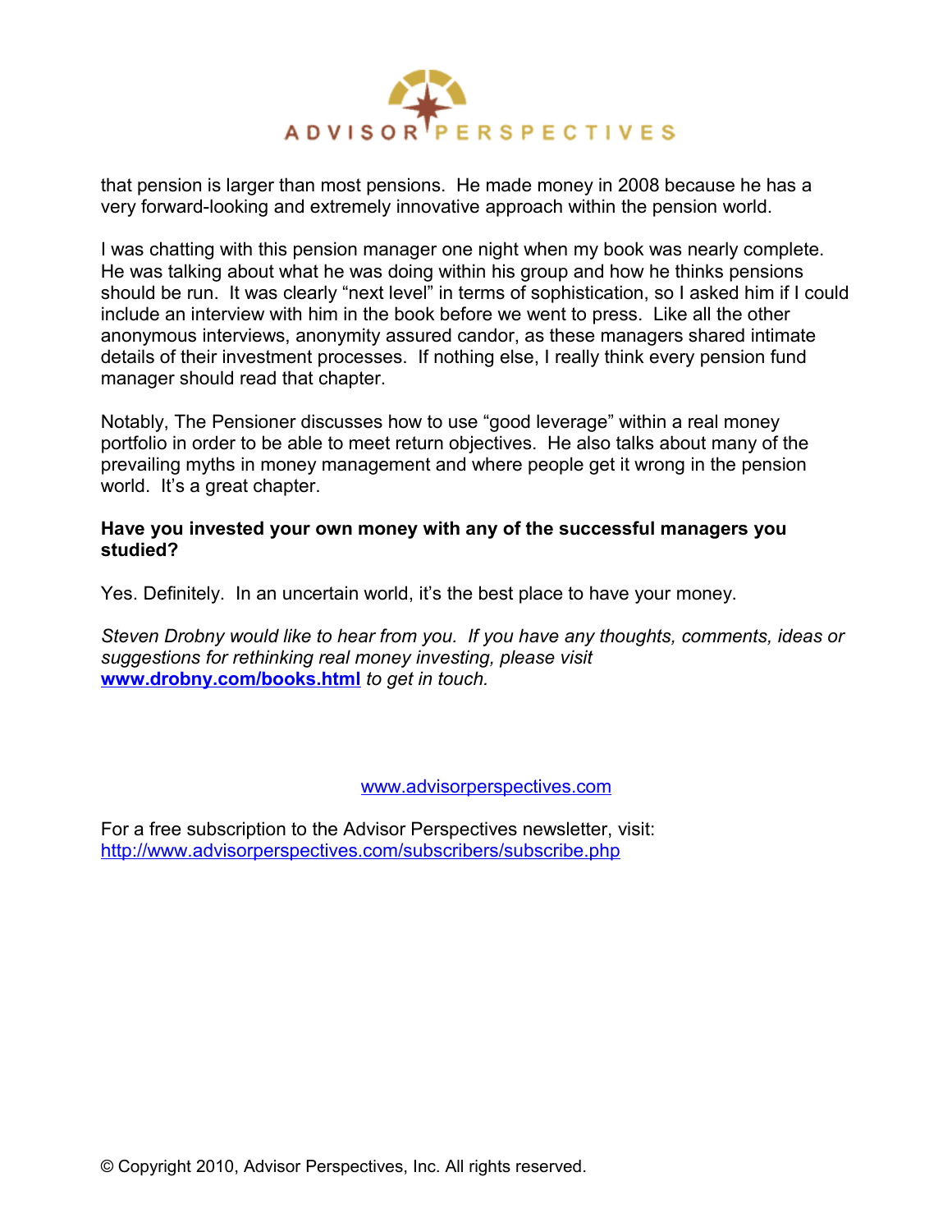that pension is larger than most pensions. He made money in 2008 because he has a very forward-looking and extremely innovative approach within the pension world.

I was chatting with this pension manager one night when my book was nearly complete. He was talking about what he was doing within his group and how he thinks pensions should be run. It was clearly "next level" in terms of sophistication, so I asked him if I could include an interview with him in the book before we went to press. Like all the other anonymous interviews, anonymity assured candor, as these managers shared intimate details of their investment processes. If nothing else, I really think every pension fund manager should read that chapter.

Notably, The Pensioner discusses how to use "good leverage" within a real money portfolio in order to be able to meet return objectives. He also talks about many of the prevailing myths in money management and where people get it wrong in the pension world. It's a great chapter.

**Have you invested your own money with any of the successful managers you studied?**

Yes. Definitely. In an uncertain world, it's the best place to have your money.

*Steven Drobny would like to hear from you. If you have any thoughts, comments, ideas or suggestions for rethinking real money investing, please visit* **[www.drobny.com/books.html](http://www.drobny.com/books.html)** *to get in touch.*

[www.advisorperspectives.com](http://www.advisorperspectives.com)

For a free subscription to the Advisor Perspectives newsletter, visit: [http://www.advisorperspectives.com/subscribers/subscribe.php](http://www.advisorperspectives.com/subscribers/subscribe.php)

© Copyright 2010, Advisor Perspectives, Inc. All rights reserved.